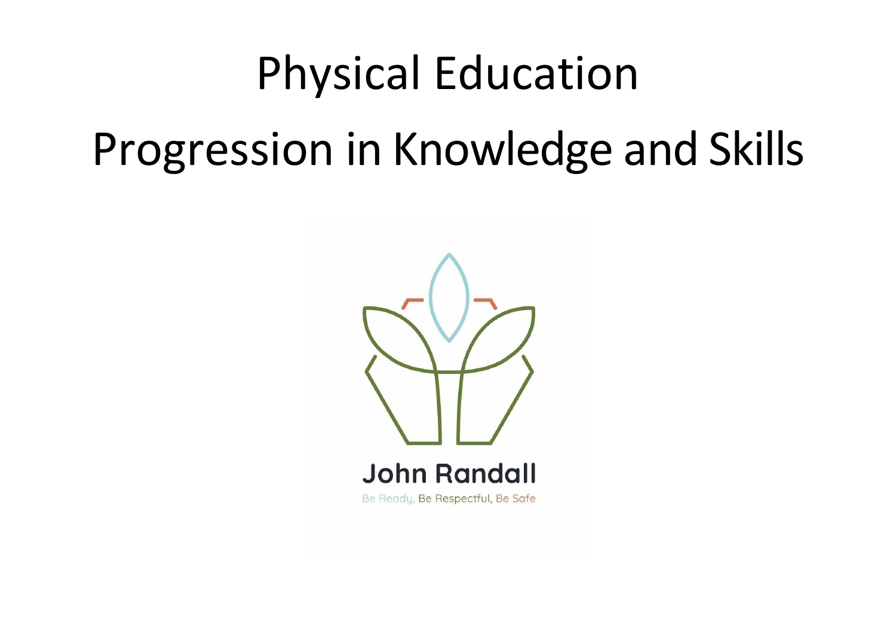# Physical Education

# Progression in Knowledge and Skills

John Randall

Be Ready, Be Respectful, Be Safe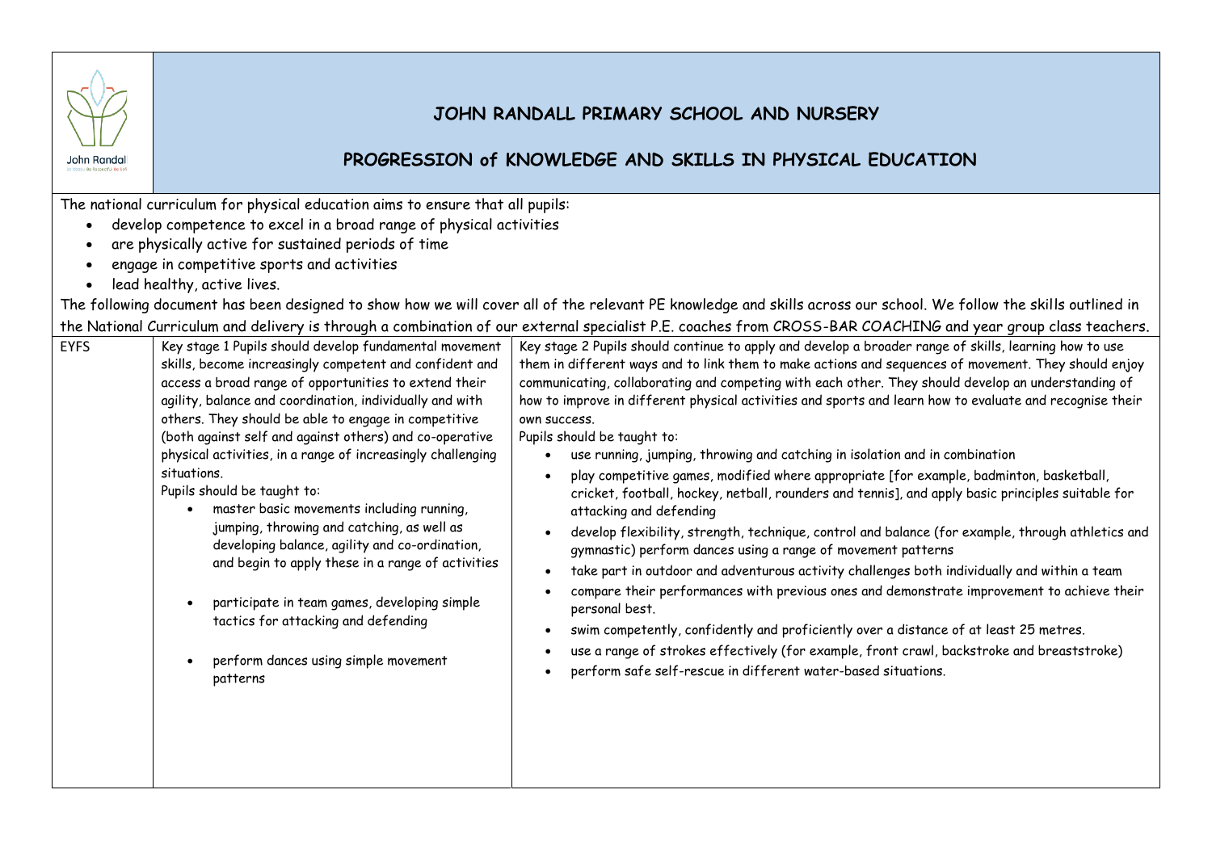# JOHN RANDALL PRIMARY SCHOOL AND NURSERY

## PROGRESSION of KNOWLEDGE AND SKILLS IN PHYSICAL EDUCATION

The national curriculum for physical education aims to ensure that all pupils:

- develop competence to excel in a broad range of physical activities
- are physically active for sustained periods of time
- engage in competitive sports and activities
- lead healthy, active lives.

The following document has been designed to show how we will cover all of the relevant PE knowledge and skills across our school. We follow the skills outlined in the National Curriculum and delivery is through a combination of our external specialist P.E. coaches from CROSS-BAR COACHING and year group class teachers.

| EYFS | Key stage 1 | Key stage 2 |
|---|---|---|
| | Key stage 1 Pupils should develop fundamental movement skills, become increasingly competent and confident and access a broad range of opportunities to extend their agility, balance and coordination, individually and with others. They should be able to engage in competitive (both against self and against others) and co-operative physical activities, in a range of increasingly challenging situations.<br>Pupils should be taught to:<br>• master basic movements including running, jumping, throwing and catching, as well as developing balance, agility and co-ordination, and begin to apply these in a range of activities<br>• participate in team games, developing simple tactics for attacking and defending<br>• perform dances using simple movement patterns | Key stage 2 Pupils should continue to apply and develop a broader range of skills, learning how to use them in different ways and to link them to make actions and sequences of movement. They should enjoy communicating, collaborating and competing with each other. They should develop an understanding of how to improve in different physical activities and sports and learn how to evaluate and recognise their own success.<br>Pupils should be taught to:<br>• use running, jumping, throwing and catching in isolation and in combination<br>• play competitive games, modified where appropriate [for example, badminton, basketball, cricket, football, hockey, netball, rounders and tennis], and apply basic principles suitable for attacking and defending<br>• develop flexibility, strength, technique, control and balance (for example, through athletics and gymnastic) perform dances using a range of movement patterns<br>• take part in outdoor and adventurous activity challenges both individually and within a team<br>• compare their performances with previous ones and demonstrate improvement to achieve their personal best.<br>• swim competently, confidently and proficiently over a distance of at least 25 metres.<br>• use a range of strokes effectively (for example, front crawl, backstroke and breaststroke)<br>• perform safe self-rescue in different water-based situations. |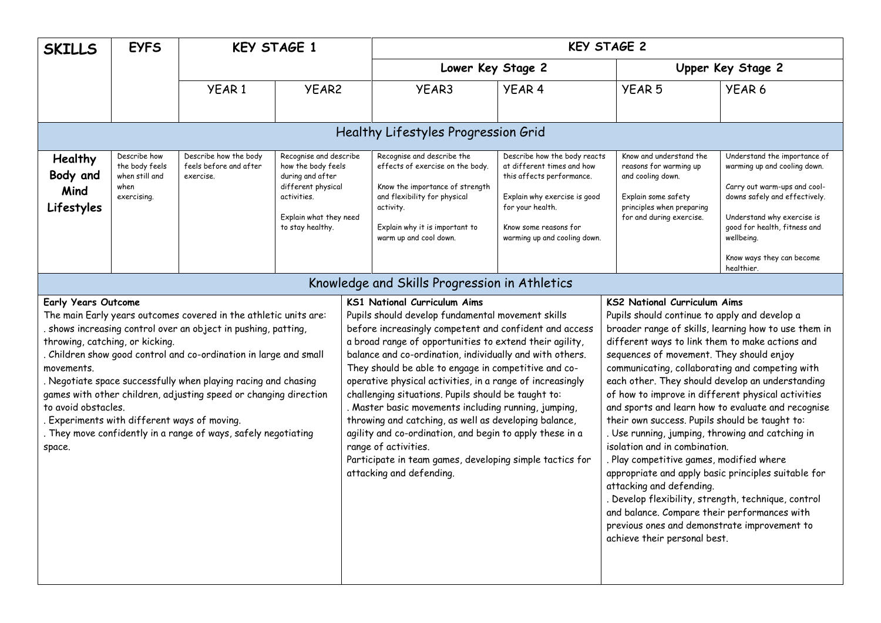| SKILLS | EYFS | KEY STAGE 1 | | KEY STAGE 2 | | | |
|---|---|---|---|---|---|---|---|
| | | | | Lower Key Stage 2 | | Upper Key Stage 2 | |
| | | YEAR 1 | YEAR2 | YEAR3 | YEAR 4 | YEAR 5 | YEAR 6 |
| **Healthy Lifestyles Progression Grid** | | | | | | | |
| **Healthy Body and Mind Lifestyles** | Describe how the body feels when still and when exercising. | Describe how the body feels before and after exercise. | Recognise and describe how the body feels during and after different physical activities.<br><br>Explain what they need to stay healthy. | Recognise and describe the effects of exercise on the body.<br><br>Know the importance of strength and flexibility for physical activity.<br><br>Explain why it is important to warm up and cool down. | Describe how the body reacts at different times and how this affects performance.<br><br>Explain why exercise is good for your health.<br><br>Know some reasons for warming up and cooling down. | Know and understand the reasons for warming up and cooling down.<br><br>Explain some safety principles when preparing for and during exercise. | Understand the importance of warming up and cooling down.<br><br>Carry out warm-ups and cool-downs safely and effectively.<br><br>Understand why exercise is good for health, fitness and wellbeing.<br><br>Know ways they can become healthier. |

## Knowledge and Skills Progression in Athletics

| Early Years Outcome | KS1 National Curriculum Aims | KS2 National Curriculum Aims |
|---|---|---|
| The main Early years outcomes covered in the athletic units are:<br>. shows increasing control over an object in pushing, patting, throwing, catching, or kicking.<br>. Children show good control and co-ordination in large and small movements.<br>. Negotiate space successfully when playing racing and chasing games with other children, adjusting speed or changing direction to avoid obstacles.<br>. Experiments with different ways of moving.<br>. They move confidently in a range of ways, safely negotiating space. | Pupils should develop fundamental movement skills before increasingly competent and confident and access a broad range of opportunities to extend their agility, balance and co-ordination, individually and with others. They should be able to engage in competitive and co-operative physical activities, in a range of increasingly challenging situations. Pupils should be taught to:<br>. Master basic movements including running, jumping, throwing and catching, as well as developing balance, agility and co-ordination, and begin to apply these in a range of activities.<br>Participate in team games, developing simple tactics for attacking and defending. | Pupils should continue to apply and develop a broader range of skills, learning how to use them in different ways to link them to make actions and sequences of movement. They should enjoy communicating, collaborating and competing with each other. They should develop an understanding of how to improve in different physical activities and sports and learn how to evaluate and recognise their own success. Pupils should be taught to:<br>. Use running, jumping, throwing and catching in isolation and in combination.<br>. Play competitive games, modified where appropriate and apply basic principles suitable for attacking and defending.<br>. Develop flexibility, strength, technique, control and balance. Compare their performances with previous ones and demonstrate improvement to achieve their personal best. |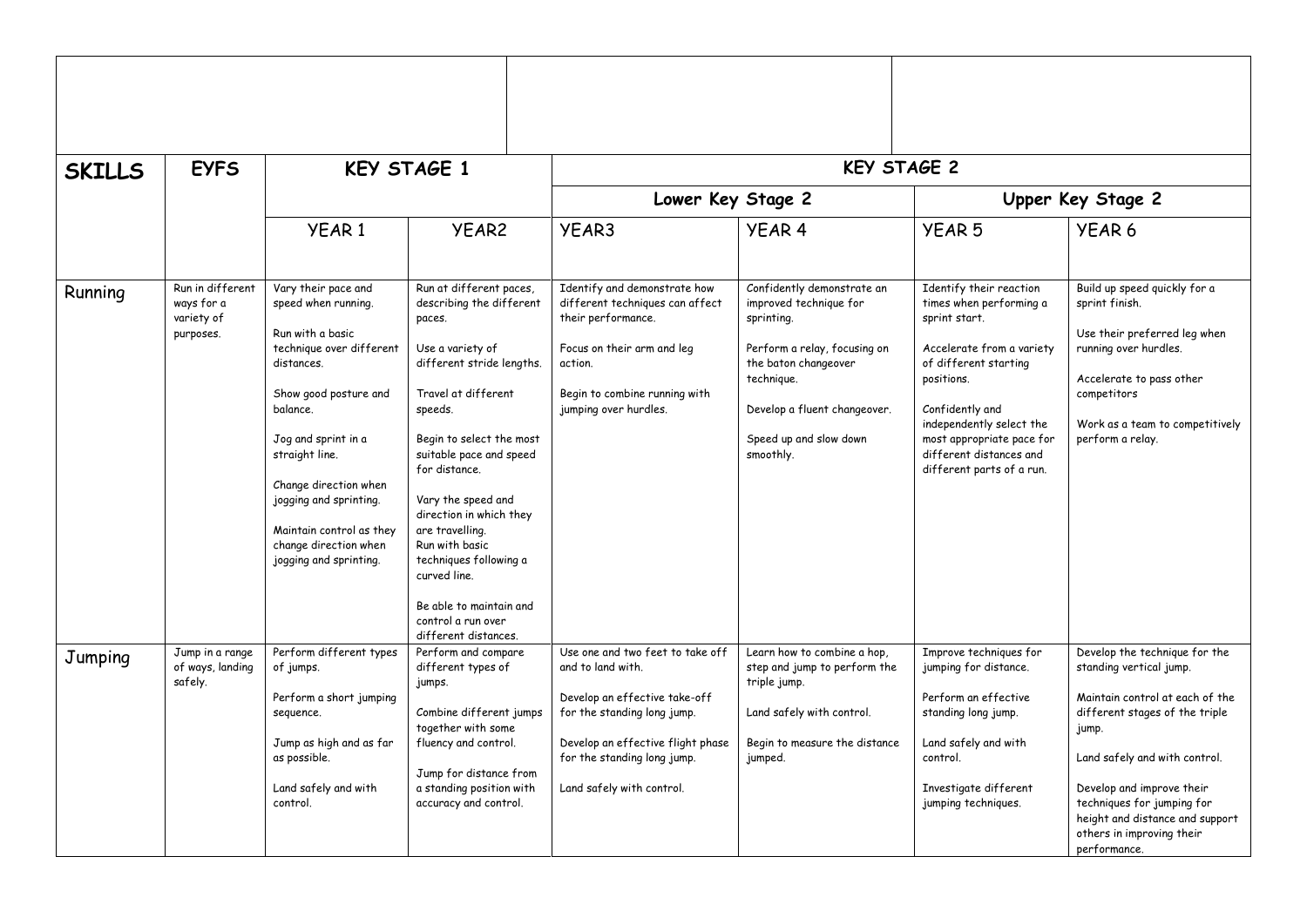| SKILLS | EYFS | KEY STAGE 1 | | KEY STAGE 2 | | | |
|---|---|---|---|---|---|---|---|
| | | | | Lower Key Stage 2 | | Upper Key Stage 2 | |
| | | YEAR 1 | YEAR2 | YEAR3 | YEAR 4 | YEAR 5 | YEAR 6 |
| Running | Run in different ways for a variety of purposes. | Vary their pace and speed when running.<br><br>Run with a basic technique over different distances.<br><br>Show good posture and balance.<br><br>Jog and sprint in a straight line.<br><br>Change direction when jogging and sprinting.<br><br>Maintain control as they change direction when jogging and sprinting. | Run at different paces, describing the different paces.<br><br>Use a variety of different stride lengths.<br><br>Travel at different speeds.<br><br>Begin to select the most suitable pace and speed for distance.<br><br>Vary the speed and direction in which they are travelling.<br>Run with basic techniques following a curved line.<br><br>Be able to maintain and control a run over different distances. | Identify and demonstrate how different techniques can affect their performance.<br><br>Focus on their arm and leg action.<br><br>Begin to combine running with jumping over hurdles. | Confidently demonstrate an improved technique for sprinting.<br><br>Perform a relay, focusing on the baton changeover technique.<br><br>Develop a fluent changeover.<br><br>Speed up and slow down smoothly. | Identify their reaction times when performing a sprint start.<br><br>Accelerate from a variety of different starting positions.<br><br>Confidently and independently select the most appropriate pace for different distances and different parts of a run. | Build up speed quickly for a sprint finish.<br><br>Use their preferred leg when running over hurdles.<br><br>Accelerate to pass other competitors<br><br>Work as a team to competitively perform a relay. |
| Jumping | Jump in a range of ways, landing safely. | Perform different types of jumps.<br><br>Perform a short jumping sequence.<br><br>Jump as high and as far as possible.<br><br>Land safely and with control. | Perform and compare different types of jumps.<br><br>Combine different jumps together with some fluency and control.<br><br>Jump for distance from a standing position with accuracy and control. | Use one and two feet to take off and to land with.<br><br>Develop an effective take-off for the standing long jump.<br><br>Develop an effective flight phase for the standing long jump.<br><br>Land safely with control. | Learn how to combine a hop, step and jump to perform the triple jump.<br><br>Land safely with control.<br><br>Begin to measure the distance jumped. | Improve techniques for jumping for distance.<br><br>Perform an effective standing long jump.<br><br>Land safely and with control.<br><br>Investigate different jumping techniques. | Develop the technique for the standing vertical jump.<br><br>Maintain control at each of the different stages of the triple jump.<br><br>Land safely and with control.<br><br>Develop and improve their techniques for jumping for height and distance and support others in improving their performance. |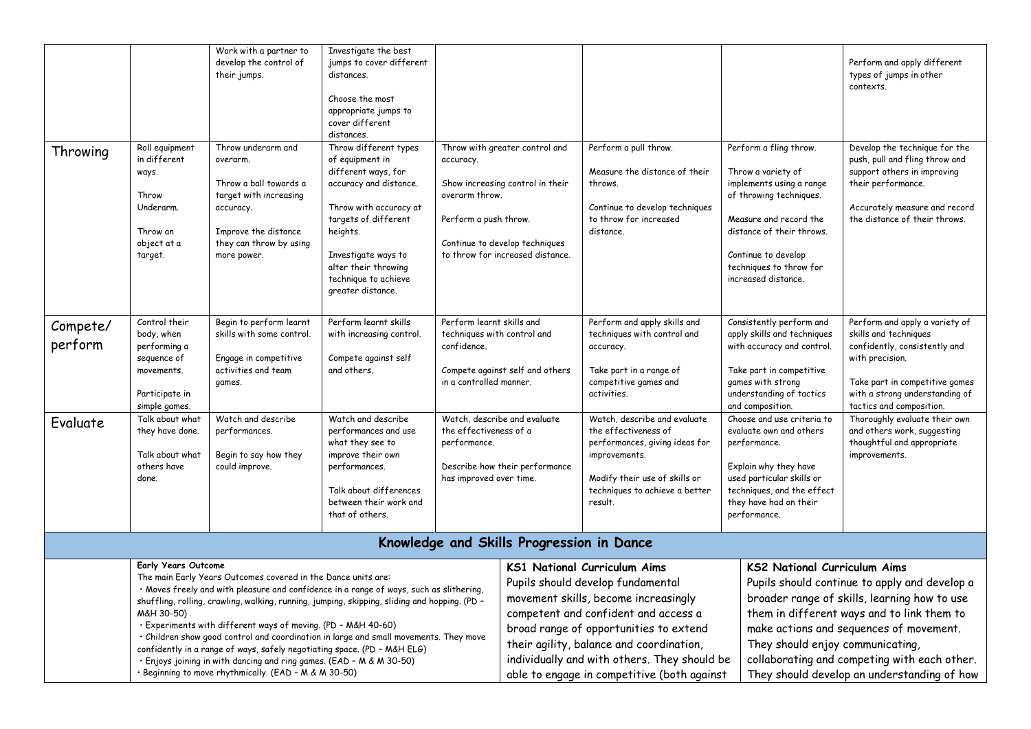| | | | | | | | |
|---|---|---|---|---|---|---|---|
| | | Work with a partner to develop the control of their jumps. | Investigate the best jumps to cover different distances.<br><br>Choose the most appropriate jumps to cover different distances. | | | | Perform and apply different types of jumps in other contexts. |
| Throwing | Roll equipment in different ways.<br><br>Throw Underarm.<br><br>Throw an object at a target. | Throw underarm and overarm.<br><br>Throw a ball towards a target with increasing accuracy.<br><br>Improve the distance they can throw by using more power. | Throw different types of equipment in different ways, for accuracy and distance.<br><br>Throw with accuracy at targets of different heights.<br><br>Investigate ways to alter their throwing technique to achieve greater distance. | Throw with greater control and accuracy.<br><br>Show increasing control in their overarm throw.<br><br>Perform a push throw.<br><br>Continue to develop techniques to throw for increased distance. | Perform a pull throw.<br><br>Measure the distance of their throws.<br><br>Continue to develop techniques to throw for increased distance. | Perform a fling throw.<br><br>Throw a variety of implements using a range of throwing techniques.<br><br>Measure and record the distance of their throws.<br><br>Continue to develop techniques to throw for increased distance. | Develop the technique for the push, pull and fling throw and support others in improving their performance.<br><br>Accurately measure and record the distance of their throws. |
| Compete/ perform | Control their body, when performing a sequence of movements.<br><br>Participate in simple games. | Begin to perform learnt skills with some control.<br><br>Engage in competitive activities and team games. | Perform learnt skills with increasing control.<br><br>Compete against self and others. | Perform learnt skills and techniques with control and confidence.<br><br>Compete against self and others in a controlled manner. | Perform and apply skills and techniques with control and accuracy.<br><br>Take part in a range of competitive games and activities. | Consistently perform and apply skills and techniques with accuracy and control.<br><br>Take part in competitive games with strong understanding of tactics and composition. | Perform and apply a variety of skills and techniques confidently, consistently and with precision.<br><br>Take part in competitive games with a strong understanding of tactics and composition. |
| Evaluate | Talk about what they have done.<br><br>Talk about what others have done. | Watch and describe performances.<br><br>Begin to say how they could improve. | Watch and describe performances and use what they see to improve their own performances.<br><br>Talk about differences between their work and that of others. | Watch, describe and evaluate the effectiveness of a performance.<br><br>Describe how their performance has improved over time. | Watch, describe and evaluate the effectiveness of performances, giving ideas for improvements.<br><br>Modify their use of skills or techniques to achieve a better result. | Choose and use criteria to evaluate own and others performance.<br><br>Explain why they have used particular skills or techniques, and the effect they have had on their performance. | Thoroughly evaluate their own and others work, suggesting thoughtful and appropriate improvements. |

## Knowledge and Skills Progression in Dance

| | Early Years Outcome | KS1 National Curriculum Aims | KS2 National Curriculum Aims |
|---|---|---|---|
| | **Early Years Outcome**<br>The main Early Years Outcomes covered in the Dance units are:<br>• Moves freely and with pleasure and confidence in a range of ways, such as slithering, shuffling, rolling, crawling, walking, running, jumping, skipping, sliding and hopping. (PD – M&H 30-50)<br>• Experiments with different ways of moving. (PD – M&H 40-60)<br>• Children show good control and coordination in large and small movements. They move confidently in a range of ways, safely negotiating space. (PD – M&H ELG)<br>• Enjoys joining in with dancing and ring games. (EAD – M & M 30-50)<br>• Beginning to move rhythmically. (EAD – M & M 30-50) | **KS1 National Curriculum Aims**<br>Pupils should develop fundamental movement skills, become increasingly competent and confident and access a broad range of opportunities to extend their agility, balance and coordination, individually and with others. They should be able to engage in competitive (both against | **KS2 National Curriculum Aims**<br>Pupils should continue to apply and develop a broader range of skills, learning how to use them in different ways and to link them to make actions and sequences of movement. They should enjoy communicating, collaborating and competing with each other. They should develop an understanding of how |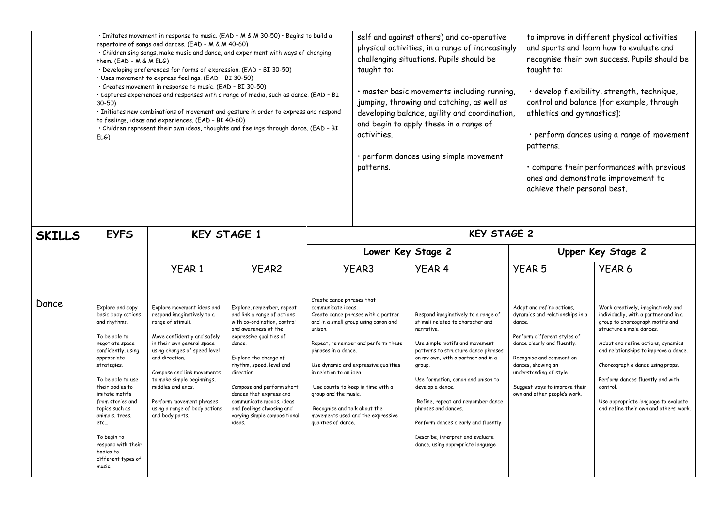| | • Imitates movement in response to music. (EAD – M & M 30-50) • Begins to build a repertoire of songs and dances. (EAD – M & M 40-60)<br>• Children sing songs, make music and dance, and experiment with ways of changing them. (EAD – M & M ELG)<br>• Developing preferences for forms of expression. (EAD – BI 30-50)<br>• Uses movement to express feelings. (EAD – BI 30-50)<br>• Creates movement in response to music. (EAD – BI 30-50)<br>• Captures experiences and responses with a range of media, such as dance. (EAD – BI 30-50)<br>• Initiates new combinations of movement and gesture in order to express and respond to feelings, ideas and experiences. (EAD – BI 40-60)<br>• Children represent their own ideas, thoughts and feelings through dance. (EAD – BI ELG) | | | self and against others) and co-operative physical activities, in a range of increasingly challenging situations. Pupils should be taught to:<br><br>• master basic movements including running, jumping, throwing and catching, as well as developing balance, agility and coordination, and begin to apply these in a range of activities.<br><br>• perform dances using simple movement patterns. | | to improve in different physical activities and sports and learn how to evaluate and recognise their own success. Pupils should be taught to:<br><br>• develop flexibility, strength, technique, control and balance [for example, through athletics and gymnastics];<br><br>• perform dances using a range of movement patterns.<br><br>• compare their performances with previous ones and demonstrate improvement to achieve their personal best. | |
|---|---|---|---|---|---|---|---|
| **SKILLS** | **EYFS** | **KEY STAGE 1** | | **KEY STAGE 2** | | | |
| | | | | **Lower Key Stage 2** | | **Upper Key Stage 2** | |
| | | YEAR 1 | YEAR2 | YEAR3 | YEAR 4 | YEAR 5 | YEAR 6 |
| Dance | Explore and copy basic body actions and rhythms.<br><br>To be able to negotiate space confidently, using appropriate strategies.<br><br>To be able to use their bodies to imitate motifs from stories and topics such as animals, trees, etc…<br><br>To begin to respond with their bodies to different types of music. | Explore movement ideas and respond imaginatively to a range of stimuli.<br><br>Move confidently and safely in their own general space using changes of speed level and direction.<br><br>Compose and link movements to make simple beginnings, middles and ends.<br><br>Perform movement phrases using a range of body actions and body parts. | Explore, remember, repeat and link a range of actions with co-ordination, control and awareness of the expressive qualities of dance.<br><br>Explore the change of rhythm, speed, level and direction.<br><br>Compose and perform short dances that express and communicate moods, ideas and feelings choosing and varying simple compositional ideas. | Create dance phrases that communicate ideas.<br>Create dance phrases with a partner and in a small group using canon and unison.<br><br>Repeat, remember and perform these phrases in a dance.<br><br>Use dynamic and expressive qualities in relation to an idea.<br><br>Use counts to keep in time with a group and the music.<br><br>Recognise and talk about the movements used and the expressive qualities of dance. | Respond imaginatively to a range of stimuli related to character and narrative.<br><br>Use simple motifs and movement patterns to structure dance phrases on my own, with a partner and in a group.<br><br>Use formation, canon and unison to develop a dance.<br><br>Refine, repeat and remember dance phrases and dances.<br><br>Perform dances clearly and fluently.<br><br>Describe, interpret and evaluate dance, using appropriate language | Adapt and refine actions, dynamics and relationships in a dance.<br><br>Perform different styles of dance clearly and fluently.<br><br>Recognise and comment on dances, showing an understanding of style.<br><br>Suggest ways to improve their own and other people's work. | Work creatively, imaginatively and individually, with a partner and in a group to choreograph motifs and structure simple dances.<br><br>Adapt and refine actions, dynamics and relationships to improve a dance.<br><br>Choreograph a dance using props.<br><br>Perform dances fluently and with control.<br><br>Use appropriate language to evaluate and refine their own and others' work. |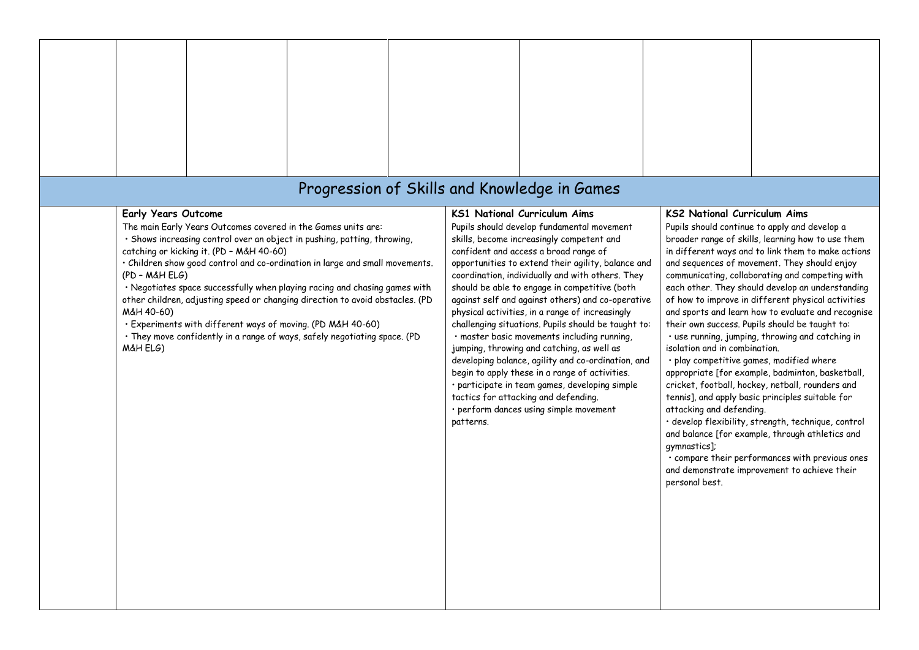# Progression of Skills and Knowledge in Games

| | Early Years Outcome | KS1 National Curriculum Aims | KS2 National Curriculum Aims |
|---|---|---|---|
| | The main Early Years Outcomes covered in the Games units are:<br>• Shows increasing control over an object in pushing, patting, throwing, catching or kicking it. (PD – M&H 40-60)<br>• Children show good control and co-ordination in large and small movements. (PD – M&H ELG)<br>• Negotiates space successfully when playing racing and chasing games with other children, adjusting speed or changing direction to avoid obstacles. (PD M&H 40-60)<br>• Experiments with different ways of moving. (PD M&H 40-60)<br>• They move confidently in a range of ways, safely negotiating space. (PD M&H ELG) | Pupils should develop fundamental movement skills, become increasingly competent and confident and access a broad range of opportunities to extend their agility, balance and coordination, individually and with others. They should be able to engage in competitive (both against self and against others) and co-operative physical activities, in a range of increasingly challenging situations. Pupils should be taught to:<br>• master basic movements including running, jumping, throwing and catching, as well as developing balance, agility and co-ordination, and begin to apply these in a range of activities.<br>• participate in team games, developing simple tactics for attacking and defending.<br>• perform dances using simple movement patterns. | Pupils should continue to apply and develop a broader range of skills, learning how to use them in different ways and to link them to make actions and sequences of movement. They should enjoy communicating, collaborating and competing with each other. They should develop an understanding of how to improve in different physical activities and sports and learn how to evaluate and recognise their own success. Pupils should be taught to:<br>• use running, jumping, throwing and catching in isolation and in combination.<br>• play competitive games, modified where appropriate [for example, badminton, basketball, cricket, football, hockey, netball, rounders and tennis], and apply basic principles suitable for attacking and defending.<br>• develop flexibility, strength, technique, control and balance [for example, through athletics and gymnastics];<br>• compare their performances with previous ones and demonstrate improvement to achieve their personal best. |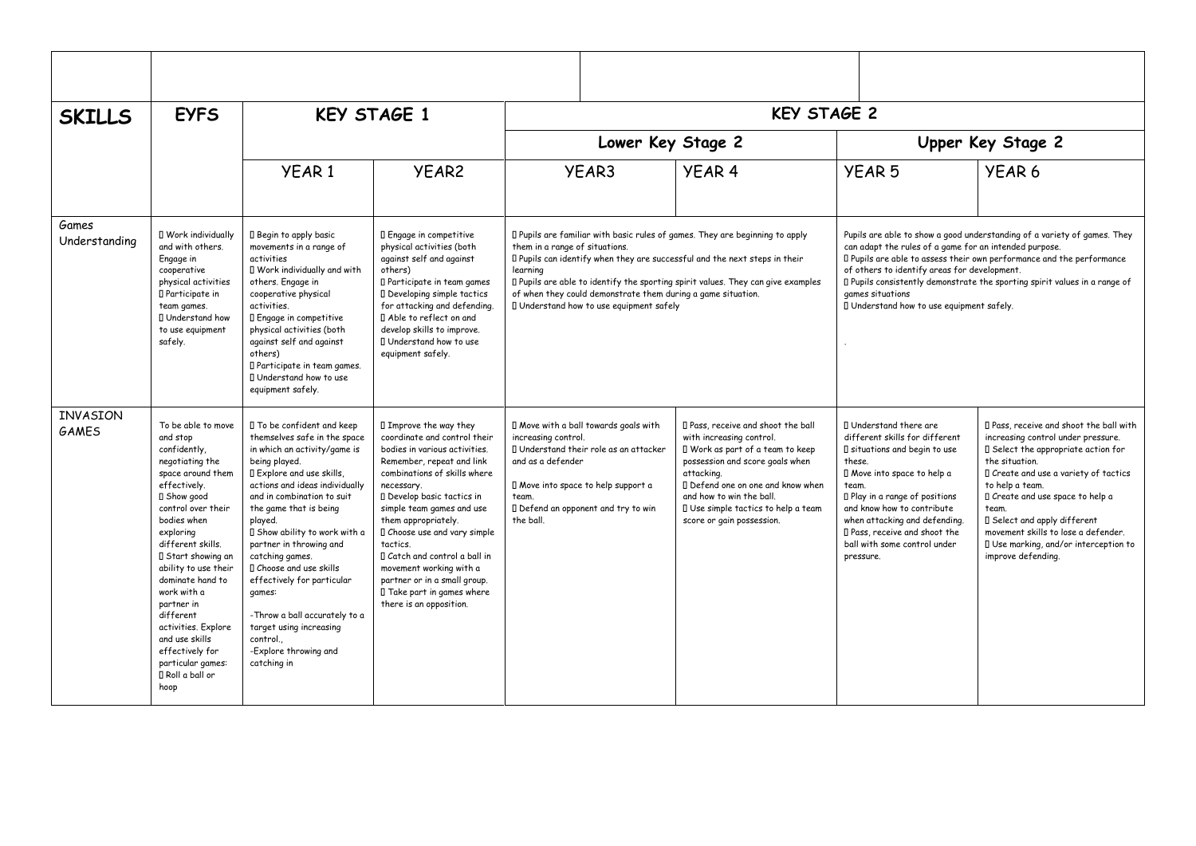| SKILLS | EYFS | KEY STAGE 1 | | KEY STAGE 2 | | | |
|---|---|---|---|---|---|---|---|
| | | | | Lower Key Stage 2 | | Upper Key Stage 2 | |
| | | YEAR 1 | YEAR2 | YEAR3 | YEAR 4 | YEAR 5 | YEAR 6 |
| Games Understanding |  Work individually and with others. Engage in cooperative physical activities<br> Participate in team games.<br> Understand how to use equipment safely. |  Begin to apply basic movements in a range of activities<br> Work individually and with others. Engage in cooperative physical activities.<br> Engage in competitive physical activities (both against self and against others)<br> Participate in team games.<br> Understand how to use equipment safely. |  Engage in competitive physical activities (both against self and against others)<br> Participate in team games<br> Developing simple tactics for attacking and defending.<br> Able to reflect on and develop skills to improve.<br> Understand how to use equipment safely. |  Pupils are familiar with basic rules of games. They are beginning to apply them in a range of situations.<br> Pupils can identify when they are successful and the next steps in their learning<br> Pupils are able to identify the sporting spirit values. They can give examples of when they could demonstrate them during a game situation.<br> Understand how to use equipment safely | | Pupils are able to show a good understanding of a variety of games. They can adapt the rules of a game for an intended purpose.<br> Pupils are able to assess their own performance and the performance of others to identify areas for development.<br> Pupils consistently demonstrate the sporting spirit values in a range of games situations<br> Understand how to use equipment safely.<br>. | |
| INVASION GAMES | To be able to move and stop confidently, negotiating the space around them effectively.<br> Show good control over their bodies when exploring different skills.<br> Start showing an ability to use their dominate hand to work with a partner in different activities. Explore and use skills effectively for particular games:<br> Roll a ball or hoop |  To be confident and keep themselves safe in the space in which an activity/game is being played.<br> Explore and use skills, actions and ideas individually and in combination to suit the game that is being played.<br> Show ability to work with a partner in throwing and catching games.<br> Choose and use skills effectively for particular games:<br>-Throw a ball accurately to a target using increasing control.,<br>-Explore throwing and catching in |  Improve the way they coordinate and control their bodies in various activities. Remember, repeat and link combinations of skills where necessary.<br> Develop basic tactics in simple team games and use them appropriately.<br> Choose use and vary simple tactics.<br> Catch and control a ball in movement working with a partner or in a small group.<br> Take part in games where there is an opposition. |  Move with a ball towards goals with increasing control.<br> Understand their role as an attacker and as a defender<br> Move into space to help support a team.<br> Defend an opponent and try to win the ball. |  Pass, receive and shoot the ball with increasing control.<br> Work as part of a team to keep possession and score goals when attacking.<br> Defend one on one and know when and how to win the ball.<br> Use simple tactics to help a team score or gain possession. |  Understand there are different skills for different  situations and begin to use these.<br> Move into space to help a team.<br> Play in a range of positions and know how to contribute when attacking and defending.<br> Pass, receive and shoot the ball with some control under pressure. |  Pass, receive and shoot the ball with increasing control under pressure.<br> Select the appropriate action for the situation.<br> Create and use a variety of tactics to help a team.<br> Create and use space to help a team.<br> Select and apply different movement skills to lose a defender.<br> Use marking, and/or interception to improve defending. |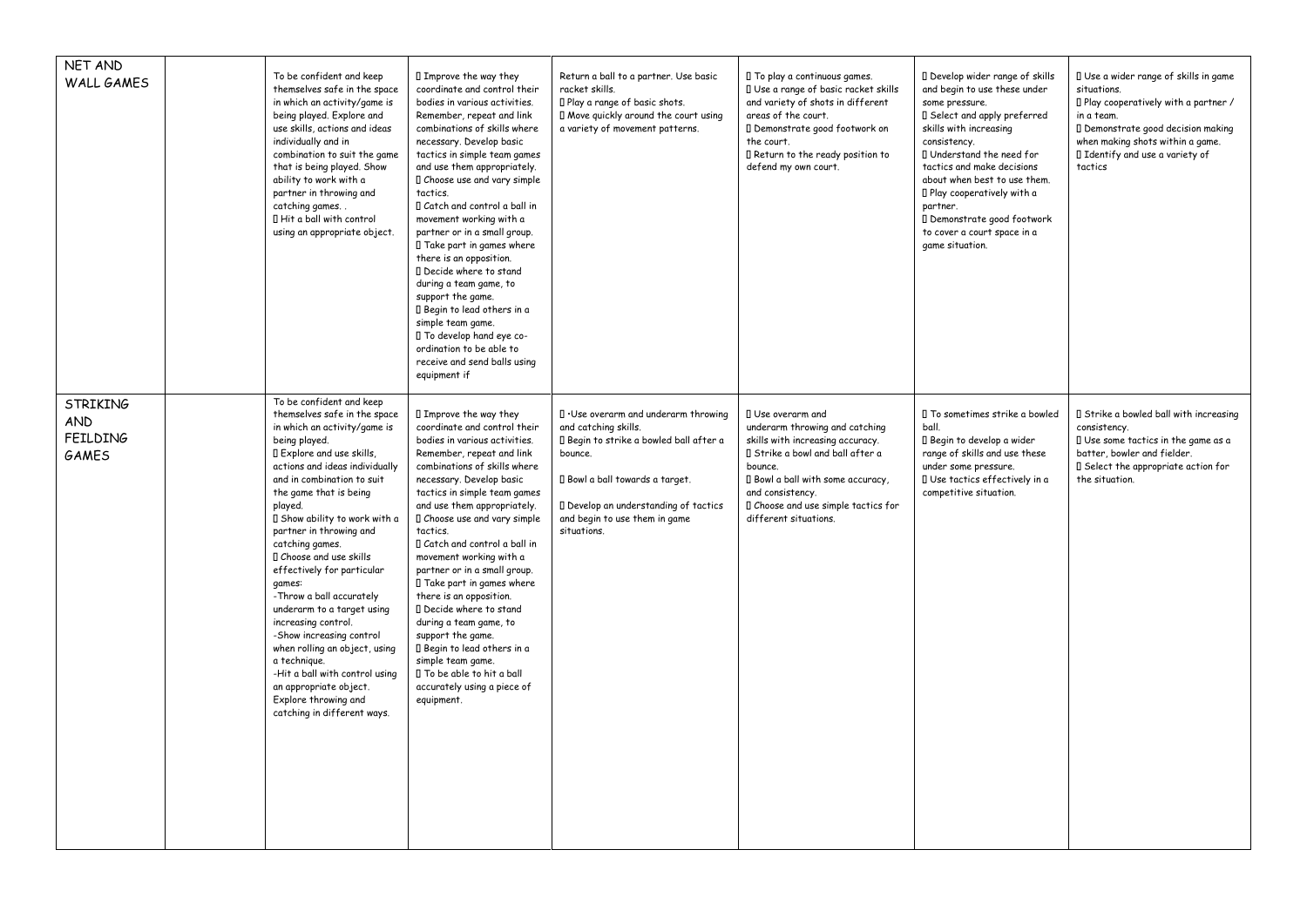| NET AND WALL GAMES | | To be confident and keep themselves safe in the space in which an activity/game is being played. Explore and use skills, actions and ideas individually and in combination to suit the game that is being played. Show ability to work with a partner in throwing and catching games. . <br> Hit a ball with control using an appropriate object. | Improve the way they coordinate and control their bodies in various activities. Remember, repeat and link combinations of skills where necessary. Develop basic tactics in simple team games and use them appropriately. <br> Choose use and vary simple tactics. <br> Catch and control a ball in movement working with a partner or in a small group. <br> Take part in games where there is an opposition. <br> Decide where to stand during a team game, to support the game. <br> Begin to lead others in a simple team game. <br> To develop hand eye co-ordination to be able to receive and send balls using equipment if | Return a ball to a partner. Use basic racket skills. <br> Play a range of basic shots. <br> Move quickly around the court using a variety of movement patterns. | To play a continuous games. <br> Use a range of basic racket skills and variety of shots in different areas of the court. <br> Demonstrate good footwork on the court. <br> Return to the ready position to defend my own court. | Develop wider range of skills and begin to use these under some pressure. <br> Select and apply preferred skills with increasing consistency. <br> Understand the need for tactics and make decisions about when best to use them. <br> Play cooperatively with a partner. <br> Demonstrate good footwork to cover a court space in a game situation. | Use a wider range of skills in game situations. <br> Play cooperatively with a partner / in a team. <br> Demonstrate good decision making when making shots within a game. <br> Identify and use a variety of tactics |
|---|---|---|---|---|---|---|---|
| STRIKING AND FEILDING GAMES | | To be confident and keep themselves safe in the space in which an activity/game is being played. <br> Explore and use skills, actions and ideas individually and in combination to suit the game that is being played. <br> Show ability to work with a partner in throwing and catching games. <br> Choose and use skills effectively for particular games: <br> -Throw a ball accurately underarm to a target using increasing control. <br> -Show increasing control when rolling an object, using a technique. <br> -Hit a ball with control using an appropriate object. Explore throwing and catching in different ways. | Improve the way they coordinate and control their bodies in various activities. Remember, repeat and link combinations of skills where necessary. Develop basic tactics in simple team games and use them appropriately. <br> Choose use and vary simple tactics. <br> Catch and control a ball in movement working with a partner or in a small group. <br> Take part in games where there is an opposition. <br> Decide where to stand during a team game, to support the game. <br> Begin to lead others in a simple team game. <br> To be able to hit a ball accurately using a piece of equipment. | •Use overarm and underarm throwing and catching skills. <br> Begin to strike a bowled ball after a bounce. <br> Bowl a ball towards a target. <br> Develop an understanding of tactics and begin to use them in game situations. | Use overarm and underarm throwing and catching skills with increasing accuracy. <br> Strike a bowl and ball after a bounce. <br> Bowl a ball with some accuracy, and consistency. <br> Choose and use simple tactics for different situations. | To sometimes strike a bowled ball. <br> Begin to develop a wider range of skills and use these under some pressure. <br> Use tactics effectively in a competitive situation. | Strike a bowled ball with increasing consistency. <br> Use some tactics in the game as a batter, bowler and fielder. <br> Select the appropriate action for the situation. |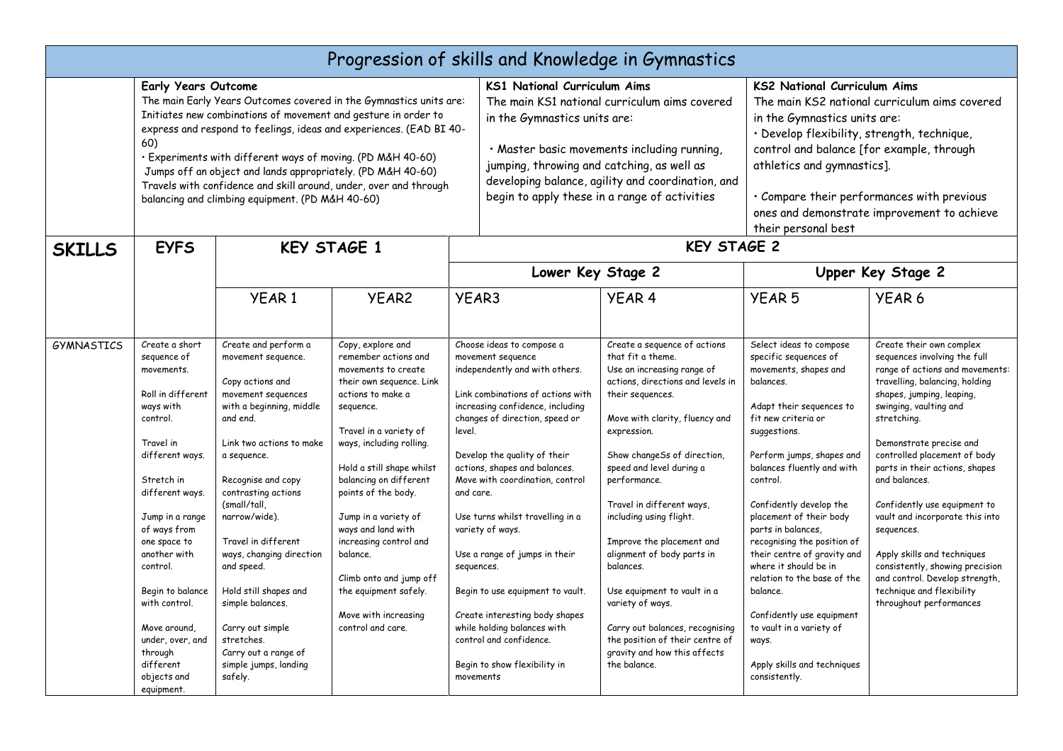# Progression of skills and Knowledge in Gymnastics

| | Early Years Outcome | KS1 National Curriculum Aims | KS2 National Curriculum Aims |
|---|---|---|---|
| | **Early Years Outcome**<br>The main Early Years Outcomes covered in the Gymnastics units are: Initiates new combinations of movement and gesture in order to express and respond to feelings, ideas and experiences. (EAD BI 40-60)<br>• Experiments with different ways of moving. (PD M&H 40-60)<br>Jumps off an object and lands appropriately. (PD M&H 40-60)<br>Travels with confidence and skill around, under, over and through balancing and climbing equipment. (PD M&H 40-60) | **KS1 National Curriculum Aims**<br>The main KS1 national curriculum aims covered in the Gymnastics units are:<br>• Master basic movements including running, jumping, throwing and catching, as well as developing balance, agility and coordination, and begin to apply these in a range of activities | **KS2 National Curriculum Aims**<br>The main KS2 national curriculum aims covered in the Gymnastics units are:<br>• Develop flexibility, strength, technique, control and balance [for example, through athletics and gymnastics].<br>• Compare their performances with previous ones and demonstrate improvement to achieve their personal best |

| **SKILLS** | **EYFS** | **KEY STAGE 1** | | **KEY STAGE 2** | | | |
|---|---|---|---|---|---|---|---|
| | | | | **Lower Key Stage 2** | | **Upper Key Stage 2** | |
| | | YEAR 1 | YEAR2 | YEAR3 | YEAR 4 | YEAR 5 | YEAR 6 |
| GYMNASTICS | Create a short sequence of movements.<br><br>Roll in different ways with control.<br><br>Travel in different ways.<br><br>Stretch in different ways.<br><br>Jump in a range of ways from one space to another with control.<br><br>Begin to balance with control.<br><br>Move around, under, over, and through different objects and equipment. | Create and perform a movement sequence.<br><br>Copy actions and movement sequences with a beginning, middle and end.<br><br>Link two actions to make a sequence.<br><br>Recognise and copy contrasting actions (small/tall, narrow/wide).<br><br>Travel in different ways, changing direction and speed.<br><br>Hold still shapes and simple balances.<br><br>Carry out simple stretches.<br>Carry out a range of simple jumps, landing safely. | Copy, explore and remember actions and movements to create their own sequence. Link actions to make a sequence.<br><br>Travel in a variety of ways, including rolling.<br><br>Hold a still shape whilst balancing on different points of the body.<br><br>Jump in a variety of ways and land with increasing control and balance.<br><br>Climb onto and jump off the equipment safely.<br><br>Move with increasing control and care. | Choose ideas to compose a movement sequence independently and with others.<br><br>Link combinations of actions with increasing confidence, including changes of direction, speed or level.<br><br>Develop the quality of their actions, shapes and balances.<br>Move with coordination, control and care.<br><br>Use turns whilst travelling in a variety of ways.<br><br>Use a range of jumps in their sequences.<br><br>Begin to use equipment to vault.<br><br>Create interesting body shapes while holding balances with control and confidence.<br><br>Begin to show flexibility in movements | Create a sequence of actions that fit a theme.<br>Use an increasing range of actions, directions and levels in their sequences.<br><br>Move with clarity, fluency and expression.<br><br>Show changeSs of direction, speed and level during a performance.<br><br>Travel in different ways, including using flight.<br><br>Improve the placement and alignment of body parts in balances.<br><br>Use equipment to vault in a variety of ways.<br><br>Carry out balances, recognising the position of their centre of gravity and how this affects the balance. | Select ideas to compose specific sequences of movements, shapes and balances.<br><br>Adapt their sequences to fit new criteria or suggestions.<br><br>Perform jumps, shapes and balances fluently and with control.<br><br>Confidently develop the placement of their body parts in balances, recognising the position of their centre of gravity and where it should be in relation to the base of the balance.<br><br>Confidently use equipment to vault in a variety of ways.<br><br>Apply skills and techniques consistently. | Create their own complex sequences involving the full range of actions and movements: travelling, balancing, holding shapes, jumping, leaping, swinging, vaulting and stretching.<br><br>Demonstrate precise and controlled placement of body parts in their actions, shapes and balances.<br><br>Confidently use equipment to vault and incorporate this into sequences.<br><br>Apply skills and techniques consistently, showing precision and control. Develop strength, technique and flexibility throughout performances |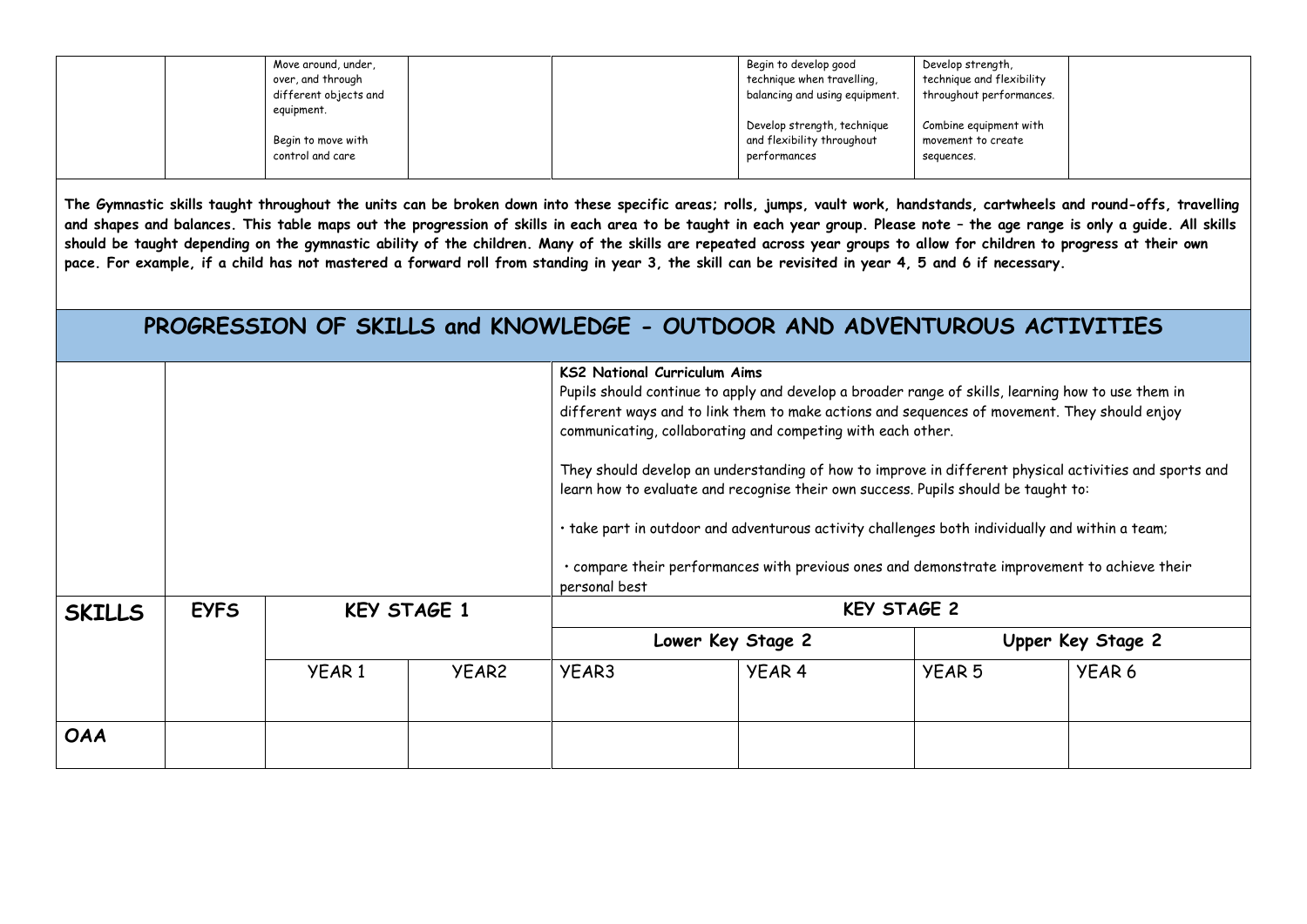| | | | | | | | |
|---|---|---|---|---|---|---|---|
| | | Move around, under, over, and through different objects and equipment.<br><br>Begin to move with control and care | | | Begin to develop good technique when travelling, balancing and using equipment.<br><br>Develop strength, technique and flexibility throughout performances | Develop strength, technique and flexibility throughout performances.<br><br>Combine equipment with movement to create sequences. | |

**The Gymnastic skills taught throughout the units can be broken down into these specific areas; rolls, jumps, vault work, handstands, cartwheels and round-offs, travelling and shapes and balances. This table maps out the progression of skills in each area to be taught in each year group. Please note – the age range is only a guide. All skills should be taught depending on the gymnastic ability of the children. Many of the skills are repeated across year groups to allow for children to progress at their own pace. For example, if a child has not mastered a forward roll from standing in year 3, the skill can be revisited in year 4, 5 and 6 if necessary.**

## PROGRESSION OF SKILLS and KNOWLEDGE - OUTDOOR AND ADVENTUROUS ACTIVITIES

| | | | | | | | |
|---|---|---|---|---|---|---|---|
| | | | **KS2 National Curriculum Aims**<br>Pupils should continue to apply and develop a broader range of skills, learning how to use them in different ways and to link them to make actions and sequences of movement. They should enjoy communicating, collaborating and competing with each other.<br><br>They should develop an understanding of how to improve in different physical activities and sports and learn how to evaluate and recognise their own success. Pupils should be taught to:<br><br>• take part in outdoor and adventurous activity challenges both individually and within a team;<br><br>• compare their performances with previous ones and demonstrate improvement to achieve their personal best | | | | |
| **SKILLS** | **EYFS** | **KEY STAGE 1** | | **KEY STAGE 2** | | | |
| | | | | **Lower Key Stage 2** | | **Upper Key Stage 2** | |
| | | YEAR 1 | YEAR2 | YEAR3 | YEAR 4 | YEAR 5 | YEAR 6 |
| **OAA** | | | | | | | |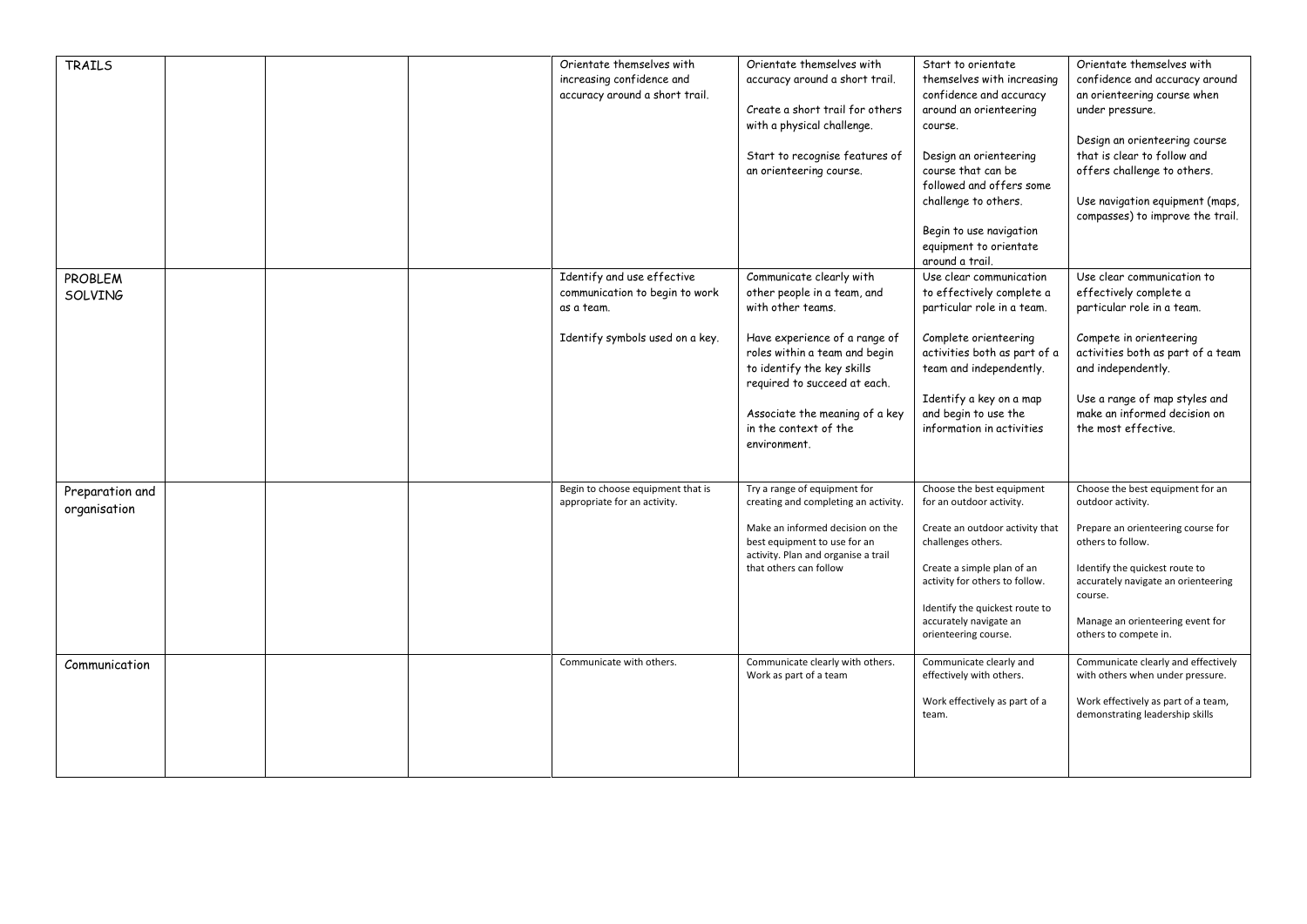| | | | | | | | |
|---|---|---|---|---|---|---|---|
| TRAILS | | | | Orientate themselves with increasing confidence and accuracy around a short trail. | Orientate themselves with accuracy around a short trail.<br><br>Create a short trail for others with a physical challenge.<br><br>Start to recognise features of an orienteering course. | Start to orientate themselves with increasing confidence and accuracy around an orienteering course.<br><br>Design an orienteering course that can be followed and offers some challenge to others.<br><br>Begin to use navigation equipment to orientate around a trail. | Orientate themselves with confidence and accuracy around an orienteering course when under pressure.<br><br>Design an orienteering course that is clear to follow and offers challenge to others.<br><br>Use navigation equipment (maps, compasses) to improve the trail. |
| PROBLEM SOLVING | | | | Identify and use effective communication to begin to work as a team.<br><br>Identify symbols used on a key. | Communicate clearly with other people in a team, and with other teams.<br><br>Have experience of a range of roles within a team and begin to identify the key skills required to succeed at each.<br><br>Associate the meaning of a key in the context of the environment. | Use clear communication to effectively complete a particular role in a team.<br><br>Complete orienteering activities both as part of a team and independently.<br><br>Identify a key on a map and begin to use the information in activities | Use clear communication to effectively complete a particular role in a team.<br><br>Compete in orienteering activities both as part of a team and independently.<br><br>Use a range of map styles and make an informed decision on the most effective. |
| Preparation and organisation | | | | Begin to choose equipment that is appropriate for an activity. | Try a range of equipment for creating and completing an activity.<br><br>Make an informed decision on the best equipment to use for an activity. Plan and organise a trail that others can follow | Choose the best equipment for an outdoor activity.<br><br>Create an outdoor activity that challenges others.<br><br>Create a simple plan of an activity for others to follow.<br><br>Identify the quickest route to accurately navigate an orienteering course. | Choose the best equipment for an outdoor activity.<br><br>Prepare an orienteering course for others to follow.<br><br>Identify the quickest route to accurately navigate an orienteering course.<br><br>Manage an orienteering event for others to compete in. |
| Communication | | | | Communicate with others. | Communicate clearly with others. Work as part of a team | Communicate clearly and effectively with others.<br><br>Work effectively as part of a team. | Communicate clearly and effectively with others when under pressure.<br><br>Work effectively as part of a team, demonstrating leadership skills |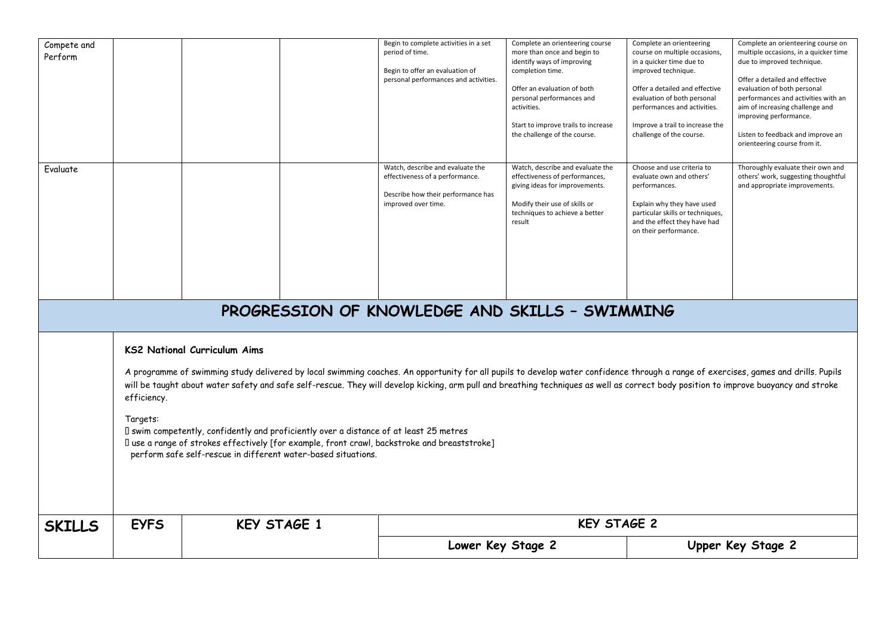| | | | | | | | |
|---|---|---|---|---|---|---|---|
| Compete and Perform | | | | Begin to complete activities in a set period of time.<br><br>Begin to offer an evaluation of personal performances and activities. | Complete an orienteering course more than once and begin to identify ways of improving completion time.<br><br>Offer an evaluation of both personal performances and activities.<br><br>Start to improve trails to increase the challenge of the course. | Complete an orienteering course on multiple occasions, in a quicker time due to improved technique.<br><br>Offer a detailed and effective evaluation of both personal performances and activities.<br><br>Improve a trail to increase the challenge of the course. | Complete an orienteering course on multiple occasions, in a quicker time due to improved technique.<br><br>Offer a detailed and effective evaluation of both personal performances and activities with an aim of increasing challenge and improving performance.<br><br>Listen to feedback and improve an orienteering course from it. |
| Evaluate | | | | Watch, describe and evaluate the effectiveness of a performance.<br><br>Describe how their performance has improved over time. | Watch, describe and evaluate the effectiveness of performances, giving ideas for improvements.<br><br>Modify their use of skills or techniques to achieve a better result | Choose and use criteria to evaluate own and others' performances.<br><br>Explain why they have used particular skills or techniques, and the effect they have had on their performance. | Thoroughly evaluate their own and others' work, suggesting thoughtful and appropriate improvements. |

# PROGRESSION OF KNOWLEDGE AND SKILLS – SWIMMING

**KS2 National Curriculum Aims**

A programme of swimming study delivered by local swimming coaches. An opportunity for all pupils to develop water confidence through a range of exercises, games and drills. Pupils will be taught about water safety and safe self-rescue. They will develop kicking, arm pull and breathing techniques as well as correct body position to improve buoyancy and stroke efficiency.

Targets:

- swim competently, confidently and proficiently over a distance of at least 25 metres
- use a range of strokes effectively [for example, front crawl, backstroke and breaststroke]
- perform safe self-rescue in different water-based situations.

| SKILLS | EYFS | KEY STAGE 1 | KEY STAGE 2 | |
|---|---|---|---|---|
| | | | Lower Key Stage 2 | Upper Key Stage 2 |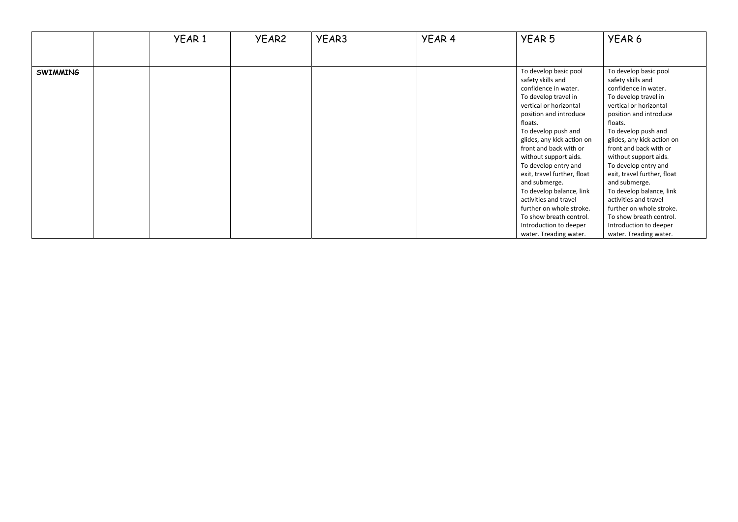| | | YEAR 1 | YEAR2 | YEAR3 | YEAR 4 | YEAR 5 | YEAR 6 |
|---|---|---|---|---|---|---|---|
| **SWIMMING** | | | | | | To develop basic pool safety skills and confidence in water. To develop travel in vertical or horizontal position and introduce floats. To develop push and glides, any kick action on front and back with or without support aids. To develop entry and exit, travel further, float and submerge. To develop balance, link activities and travel further on whole stroke. To show breath control. Introduction to deeper water. Treading water. | To develop basic pool safety skills and confidence in water. To develop travel in vertical or horizontal position and introduce floats. To develop push and glides, any kick action on front and back with or without support aids. To develop entry and exit, travel further, float and submerge. To develop balance, link activities and travel further on whole stroke. To show breath control. Introduction to deeper water. Treading water. |